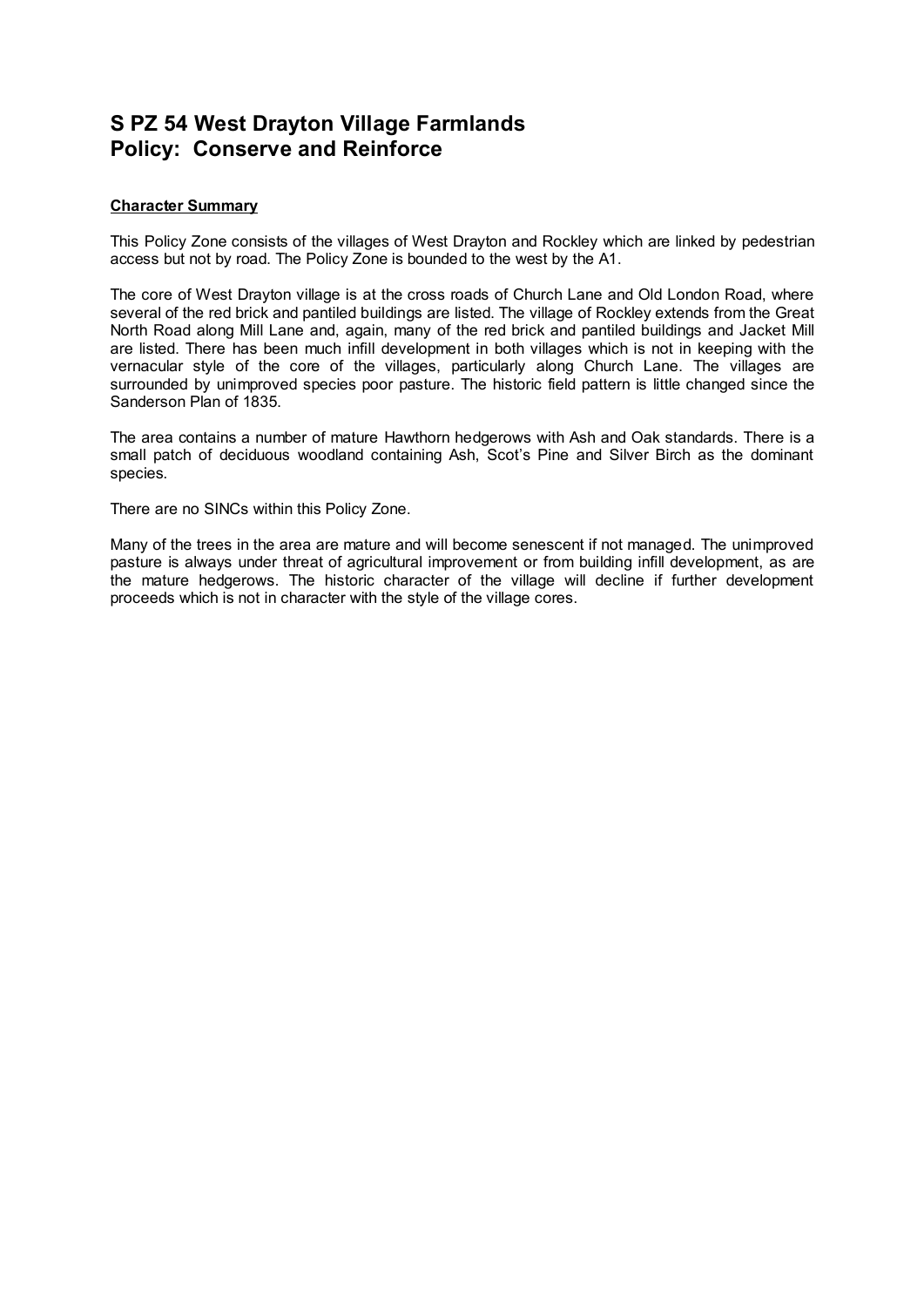# S PZ 54 West Drayton Village Farmlands
# Policy: Conserve and Reinforce

**Character Summary**

This Policy Zone consists of the villages of West Drayton and Rockley which are linked by pedestrian access but not by road. The Policy Zone is bounded to the west by the A1.

The core of West Drayton village is at the cross roads of Church Lane and Old London Road, where several of the red brick and pantiled buildings are listed. The village of Rockley extends from the Great North Road along Mill Lane and, again, many of the red brick and pantiled buildings and Jacket Mill are listed. There has been much infill development in both villages which is not in keeping with the vernacular style of the core of the villages, particularly along Church Lane. The villages are surrounded by unimproved species poor pasture. The historic field pattern is little changed since the Sanderson Plan of 1835.

The area contains a number of mature Hawthorn hedgerows with Ash and Oak standards. There is a small patch of deciduous woodland containing Ash, Scot's Pine and Silver Birch as the dominant species.

There are no SINCs within this Policy Zone.

Many of the trees in the area are mature and will become senescent if not managed. The unimproved pasture is always under threat of agricultural improvement or from building infill development, as are the mature hedgerows. The historic character of the village will decline if further development proceeds which is not in character with the style of the village cores.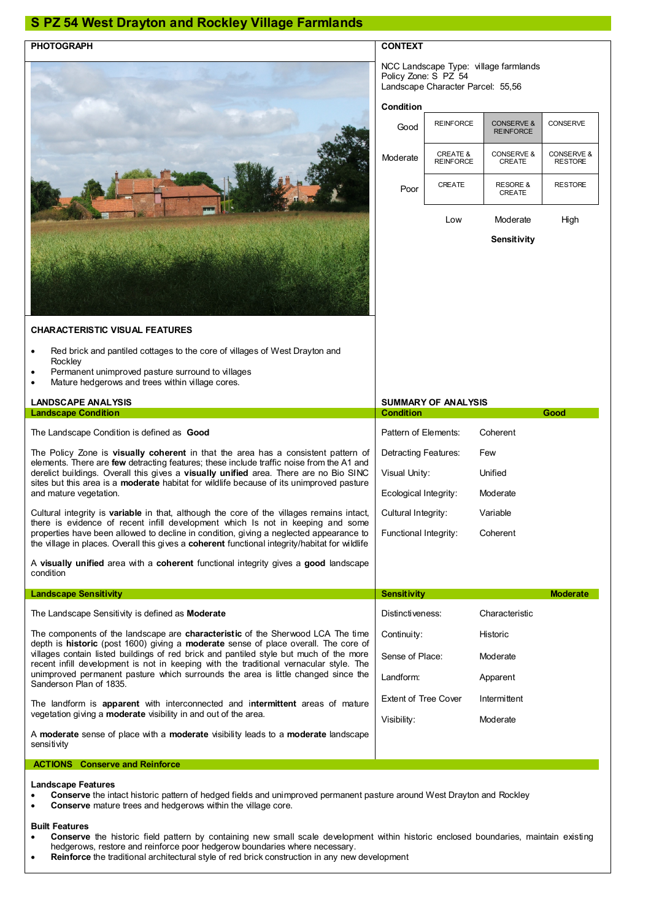# S PZ 54 West Drayton and Rockley Village Farmlands

## PHOTOGRAPH

## CONTEXT

NCC Landscape Type: village farmlands
Policy Zone: S PZ 54
Landscape Character Parcel: 55,56

**Condition**

| | | | |
|---|---|---|---|
| Good | REINFORCE | CONSERVE & REINFORCE | CONSERVE |
| Moderate | CREATE & REINFORCE | CONSERVE & CREATE | CONSERVE & RESTORE |
| Poor | CREATE | RESORE & CREATE | RESTORE |
| | Low | Moderate | High |

**Sensitivity**

## CHARACTERISTIC VISUAL FEATURES

- Red brick and pantiled cottages to the core of villages of West Drayton and Rockley
- Permanent unimproved pasture surround to villages
- Mature hedgerows and trees within village cores.

## LANDSCAPE ANALYSIS

### Landscape Condition

The Landscape Condition is defined as **Good**

The Policy Zone is **visually coherent** in that the area has a consistent pattern of elements. There are **few** detracting features; these include traffic noise from the A1 and derelict buildings. Overall this gives a **visually unified** area. There are no Bio SINC sites but this area is a **moderate** habitat for wildlife because of its unimproved pasture and mature vegetation.

Cultural integrity is **variable** in that, although the core of the villages remains intact, there is evidence of recent infill development which Is not in keeping and some properties have been allowed to decline in condition, giving a neglected appearance to the village in places. Overall this gives a **coherent** functional integrity/habitat for wildlife

A **visually unified** area with a **coherent** functional integrity gives a **good** landscape condition

## SUMMARY OF ANALYSIS

| Condition | Good |
|---|---|
| Pattern of Elements: | Coherent |
| Detracting Features: | Few |
| Visual Unity: | Unified |
| Ecological Integrity: | Moderate |
| Cultural Integrity: | Variable |
| Functional Integrity: | Coherent |

### Landscape Sensitivity

The Landscape Sensitivity is defined as **Moderate**

The components of the landscape are **characteristic** of the Sherwood LCA The time depth is **historic** (post 1600) giving a **moderate** sense of place overall. The core of villages contain listed buildings of red brick and pantiled style but much of the more recent infill development is not in keeping with the traditional vernacular style. The unimproved permanent pasture which surrounds the area is little changed since the Sanderson Plan of 1835.

The landform is **apparent** with interconnected and **intermittent** areas of mature vegetation giving a **moderate** visibility in and out of the area.

A **moderate** sense of place with a **moderate** visibility leads to a **moderate** landscape sensitivity

| Sensitivity | Moderate |
|---|---|
| Distinctiveness: | Characteristic |
| Continuity: | Historic |
| Sense of Place: | Moderate |
| Landform: | Apparent |
| Extent of Tree Cover | Intermittent |
| Visibility: | Moderate |

## ACTIONS Conserve and Reinforce

**Landscape Features**

- **Conserve** the intact historic pattern of hedged fields and unimproved permanent pasture around West Drayton and Rockley
- **Conserve** mature trees and hedgerows within the village core.

**Built Features**

- **Conserve** the historic field pattern by containing new small scale development within historic enclosed boundaries, maintain existing hedgerows, restore and reinforce poor hedgerow boundaries where necessary.
- **Reinforce** the traditional architectural style of red brick construction in any new development